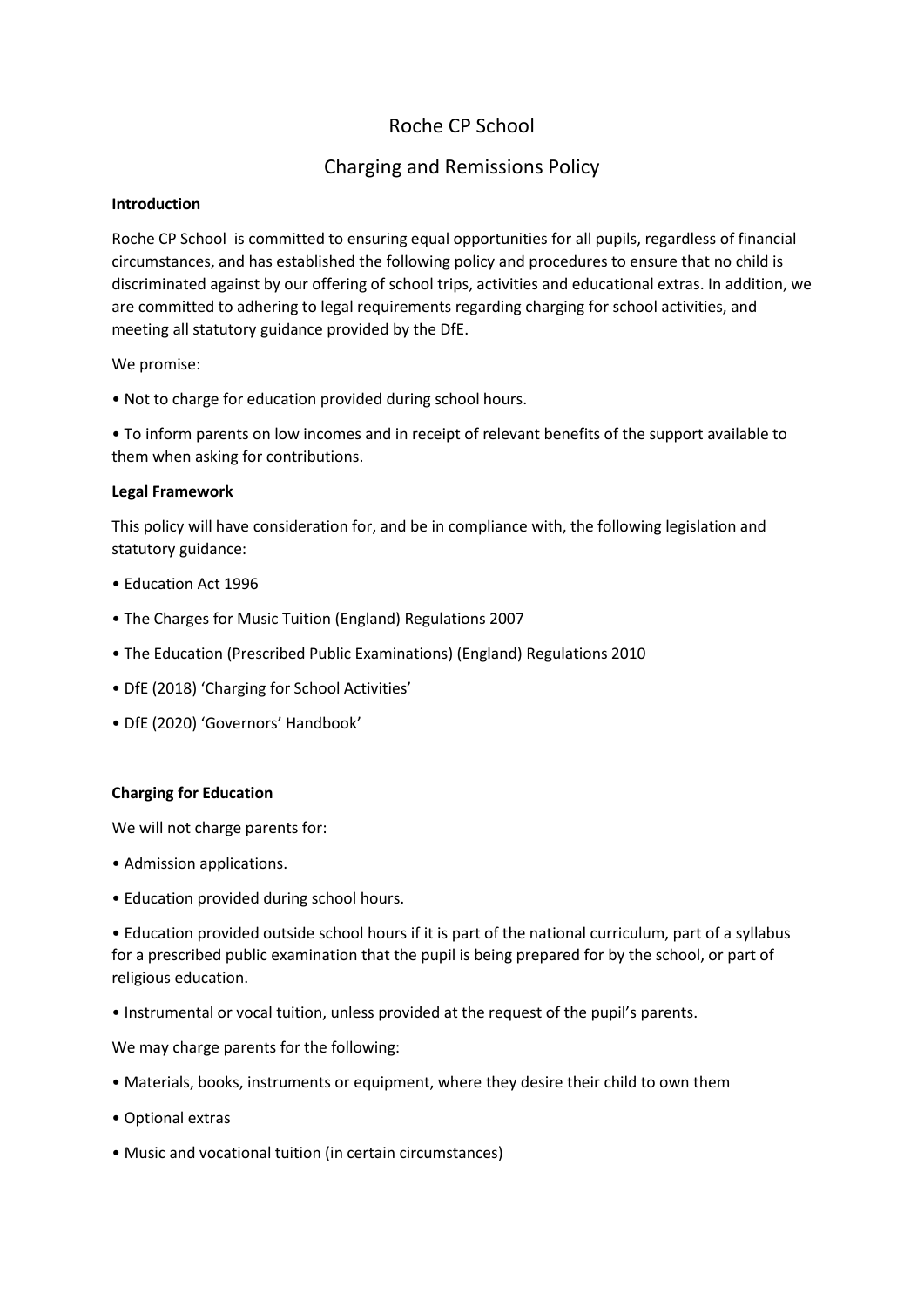# Roche CP School

## Charging and Remissions Policy

**Introduction**

Roche CP School is committed to ensuring equal opportunities for all pupils, regardless of financial circumstances, and has established the following policy and procedures to ensure that no child is discriminated against by our offering of school trips, activities and educational extras. In addition, we are committed to adhering to legal requirements regarding charging for school activities, and meeting all statutory guidance provided by the DfE.

We promise:

- Not to charge for education provided during school hours.
- To inform parents on low incomes and in receipt of relevant benefits of the support available to them when asking for contributions.

**Legal Framework**

This policy will have consideration for, and be in compliance with, the following legislation and statutory guidance:

- Education Act 1996
- The Charges for Music Tuition (England) Regulations 2007
- The Education (Prescribed Public Examinations) (England) Regulations 2010
- DfE (2018) 'Charging for School Activities'
- DfE (2020) 'Governors' Handbook'

**Charging for Education**

We will not charge parents for:

- Admission applications.
- Education provided during school hours.
- Education provided outside school hours if it is part of the national curriculum, part of a syllabus for a prescribed public examination that the pupil is being prepared for by the school, or part of religious education.
- Instrumental or vocal tuition, unless provided at the request of the pupil's parents.

We may charge parents for the following:

- Materials, books, instruments or equipment, where they desire their child to own them
- Optional extras
- Music and vocational tuition (in certain circumstances)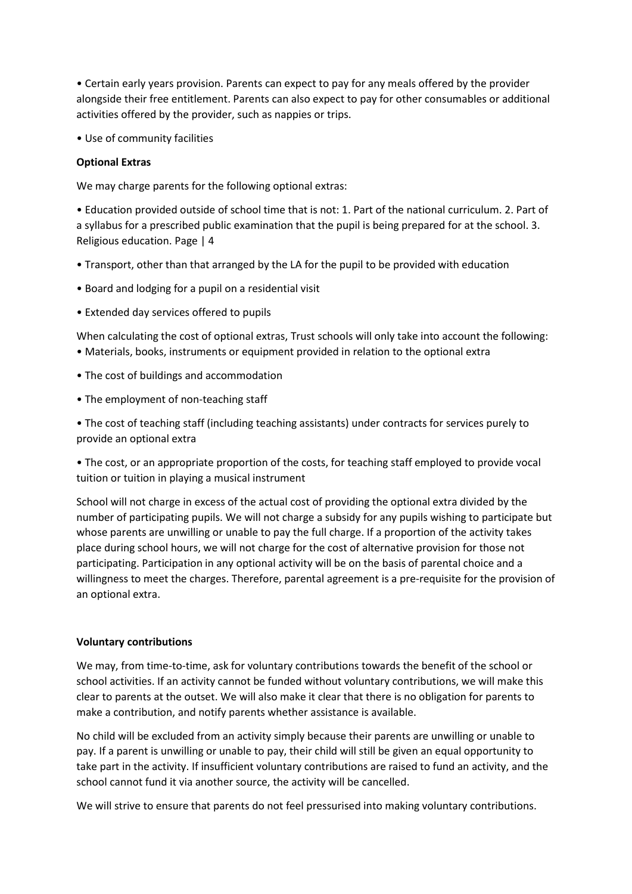- Certain early years provision. Parents can expect to pay for any meals offered by the provider alongside their free entitlement. Parents can also expect to pay for other consumables or additional activities offered by the provider, such as nappies or trips.
- Use of community facilities

**Optional Extras**

We may charge parents for the following optional extras:

- Education provided outside of school time that is not: 1. Part of the national curriculum. 2. Part of a syllabus for a prescribed public examination that the pupil is being prepared for at the school. 3. Religious education. Page | 4
- Transport, other than that arranged by the LA for the pupil to be provided with education
- Board and lodging for a pupil on a residential visit
- Extended day services offered to pupils

When calculating the cost of optional extras, Trust schools will only take into account the following:

- Materials, books, instruments or equipment provided in relation to the optional extra
- The cost of buildings and accommodation
- The employment of non-teaching staff
- The cost of teaching staff (including teaching assistants) under contracts for services purely to provide an optional extra
- The cost, or an appropriate proportion of the costs, for teaching staff employed to provide vocal tuition or tuition in playing a musical instrument

School will not charge in excess of the actual cost of providing the optional extra divided by the number of participating pupils. We will not charge a subsidy for any pupils wishing to participate but whose parents are unwilling or unable to pay the full charge. If a proportion of the activity takes place during school hours, we will not charge for the cost of alternative provision for those not participating. Participation in any optional activity will be on the basis of parental choice and a willingness to meet the charges. Therefore, parental agreement is a pre-requisite for the provision of an optional extra.

**Voluntary contributions**

We may, from time-to-time, ask for voluntary contributions towards the benefit of the school or school activities. If an activity cannot be funded without voluntary contributions, we will make this clear to parents at the outset. We will also make it clear that there is no obligation for parents to make a contribution, and notify parents whether assistance is available.

No child will be excluded from an activity simply because their parents are unwilling or unable to pay. If a parent is unwilling or unable to pay, their child will still be given an equal opportunity to take part in the activity. If insufficient voluntary contributions are raised to fund an activity, and the school cannot fund it via another source, the activity will be cancelled.

We will strive to ensure that parents do not feel pressurised into making voluntary contributions.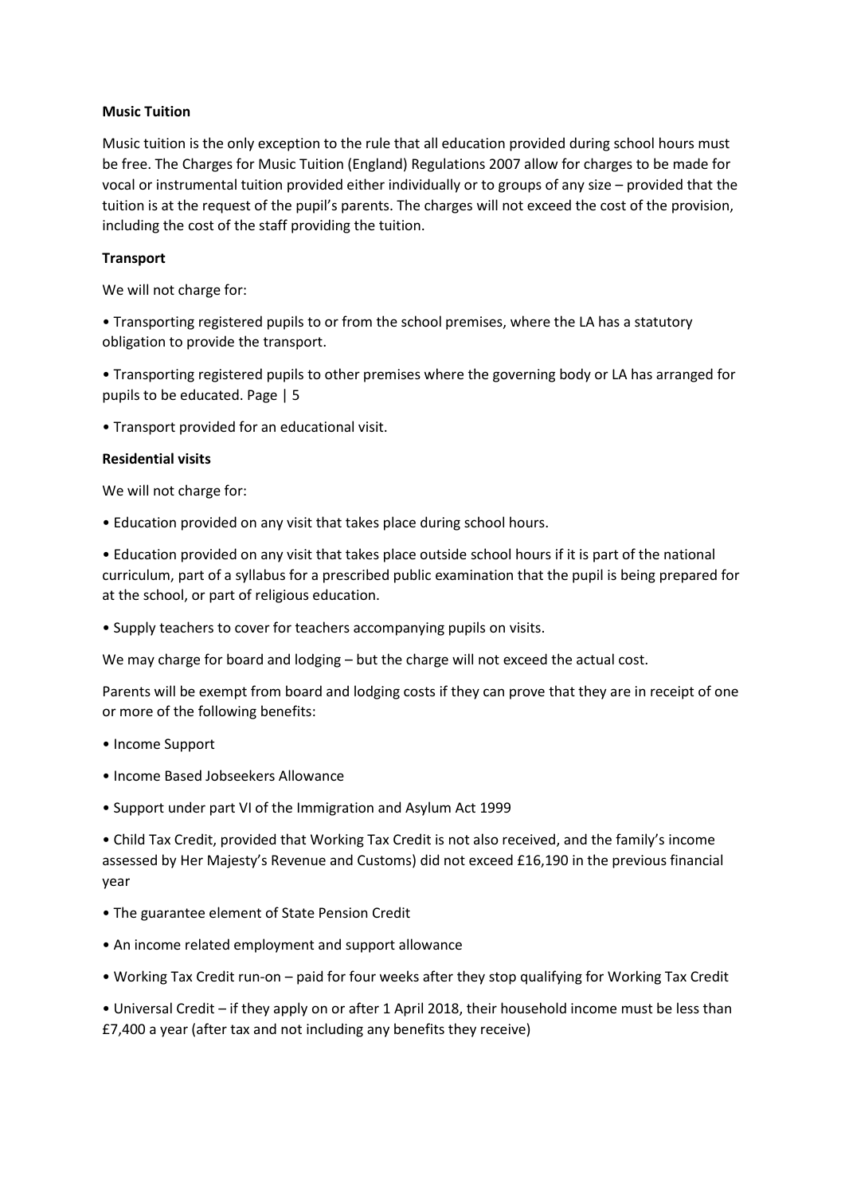**Music Tuition**

Music tuition is the only exception to the rule that all education provided during school hours must be free. The Charges for Music Tuition (England) Regulations 2007 allow for charges to be made for vocal or instrumental tuition provided either individually or to groups of any size – provided that the tuition is at the request of the pupil's parents. The charges will not exceed the cost of the provision, including the cost of the staff providing the tuition.

**Transport**

We will not charge for:

- Transporting registered pupils to or from the school premises, where the LA has a statutory obligation to provide the transport.
- Transporting registered pupils to other premises where the governing body or LA has arranged for pupils to be educated.
- Transport provided for an educational visit.

**Residential visits**

We will not charge for:

- Education provided on any visit that takes place during school hours.
- Education provided on any visit that takes place outside school hours if it is part of the national curriculum, part of a syllabus for a prescribed public examination that the pupil is being prepared for at the school, or part of religious education.
- Supply teachers to cover for teachers accompanying pupils on visits.

We may charge for board and lodging – but the charge will not exceed the actual cost.

Parents will be exempt from board and lodging costs if they can prove that they are in receipt of one or more of the following benefits:

- Income Support
- Income Based Jobseekers Allowance
- Support under part VI of the Immigration and Asylum Act 1999
- Child Tax Credit, provided that Working Tax Credit is not also received, and the family's income assessed by Her Majesty's Revenue and Customs) did not exceed £16,190 in the previous financial year
- The guarantee element of State Pension Credit
- An income related employment and support allowance
- Working Tax Credit run-on – paid for four weeks after they stop qualifying for Working Tax Credit
- Universal Credit – if they apply on or after 1 April 2018, their household income must be less than £7,400 a year (after tax and not including any benefits they receive)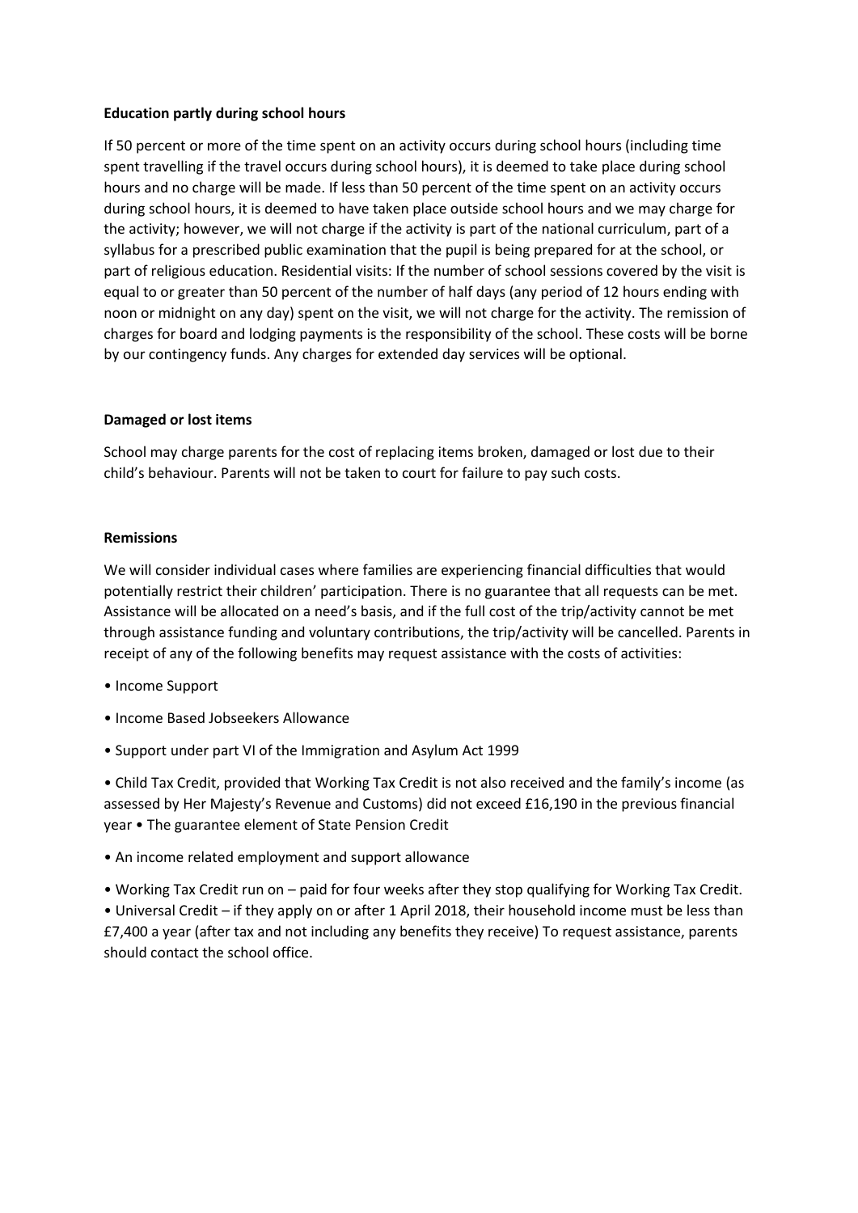**Education partly during school hours**

If 50 percent or more of the time spent on an activity occurs during school hours (including time spent travelling if the travel occurs during school hours), it is deemed to take place during school hours and no charge will be made. If less than 50 percent of the time spent on an activity occurs during school hours, it is deemed to have taken place outside school hours and we may charge for the activity; however, we will not charge if the activity is part of the national curriculum, part of a syllabus for a prescribed public examination that the pupil is being prepared for at the school, or part of religious education. Residential visits: If the number of school sessions covered by the visit is equal to or greater than 50 percent of the number of half days (any period of 12 hours ending with noon or midnight on any day) spent on the visit, we will not charge for the activity. The remission of charges for board and lodging payments is the responsibility of the school. These costs will be borne by our contingency funds. Any charges for extended day services will be optional.

**Damaged or lost items**

School may charge parents for the cost of replacing items broken, damaged or lost due to their child's behaviour. Parents will not be taken to court for failure to pay such costs.

**Remissions**

We will consider individual cases where families are experiencing financial difficulties that would potentially restrict their children' participation. There is no guarantee that all requests can be met. Assistance will be allocated on a need's basis, and if the full cost of the trip/activity cannot be met through assistance funding and voluntary contributions, the trip/activity will be cancelled. Parents in receipt of any of the following benefits may request assistance with the costs of activities:

- Income Support
- Income Based Jobseekers Allowance
- Support under part VI of the Immigration and Asylum Act 1999
- Child Tax Credit, provided that Working Tax Credit is not also received and the family's income (as assessed by Her Majesty's Revenue and Customs) did not exceed £16,190 in the previous financial year • The guarantee element of State Pension Credit
- An income related employment and support allowance
- Working Tax Credit run on – paid for four weeks after they stop qualifying for Working Tax Credit.
- Universal Credit – if they apply on or after 1 April 2018, their household income must be less than £7,400 a year (after tax and not including any benefits they receive) To request assistance, parents should contact the school office.